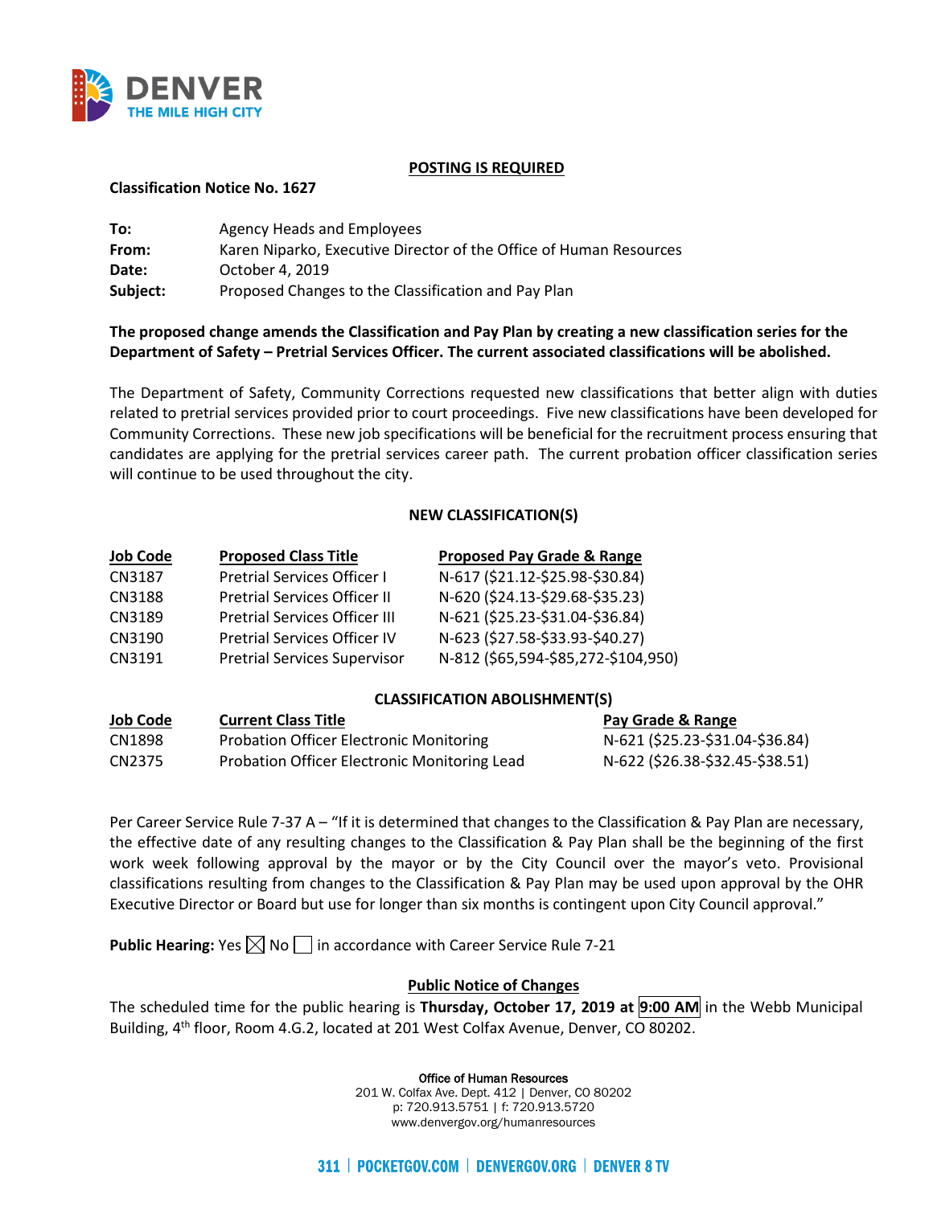**POSTING IS REQUIRED**

**Classification Notice No. 1627**

**To:** Agency Heads and Employees
**From:** Karen Niparko, Executive Director of the Office of Human Resources
**Date:** October 4, 2019
**Subject:** Proposed Changes to the Classification and Pay Plan

**The proposed change amends the Classification and Pay Plan by creating a new classification series for the Department of Safety – Pretrial Services Officer. The current associated classifications will be abolished.**

The Department of Safety, Community Corrections requested new classifications that better align with duties related to pretrial services provided prior to court proceedings. Five new classifications have been developed for Community Corrections. These new job specifications will be beneficial for the recruitment process ensuring that candidates are applying for the pretrial services career path. The current probation officer classification series will continue to be used throughout the city.

**NEW CLASSIFICATION(S)**

| Job Code | Proposed Class Title | Proposed Pay Grade & Range |
|---|---|---|
| CN3187 | Pretrial Services Officer I | N-617 ($21.12-$25.98-$30.84) |
| CN3188 | Pretrial Services Officer II | N-620 ($24.13-$29.68-$35.23) |
| CN3189 | Pretrial Services Officer III | N-621 ($25.23-$31.04-$36.84) |
| CN3190 | Pretrial Services Officer IV | N-623 ($27.58-$33.93-$40.27) |
| CN3191 | Pretrial Services Supervisor | N-812 ($65,594-$85,272-$104,950) |

**CLASSIFICATION ABOLISHMENT(S)**

| Job Code | Current Class Title | Pay Grade & Range |
|---|---|---|
| CN1898 | Probation Officer Electronic Monitoring | N-621 ($25.23-$31.04-$36.84) |
| CN2375 | Probation Officer Electronic Monitoring Lead | N-622 ($26.38-$32.45-$38.51) |

Per Career Service Rule 7-37 A – "If it is determined that changes to the Classification & Pay Plan are necessary, the effective date of any resulting changes to the Classification & Pay Plan shall be the beginning of the first work week following approval by the mayor or by the City Council over the mayor's veto. Provisional classifications resulting from changes to the Classification & Pay Plan may be used upon approval by the OHR Executive Director or Board but use for longer than six months is contingent upon City Council approval."

**Public Hearing:** Yes ☒ No ☐ in accordance with Career Service Rule 7-21

**Public Notice of Changes**

The scheduled time for the public hearing is **Thursday, October 17, 2019 at 9:00 AM** in the Webb Municipal Building, 4th floor, Room 4.G.2, located at 201 West Colfax Avenue, Denver, CO 80202.

Office of Human Resources
201 W. Colfax Ave. Dept. 412 | Denver, CO 80202
p: 720.913.5751 | f: 720.913.5720
www.denvergov.org/humanresources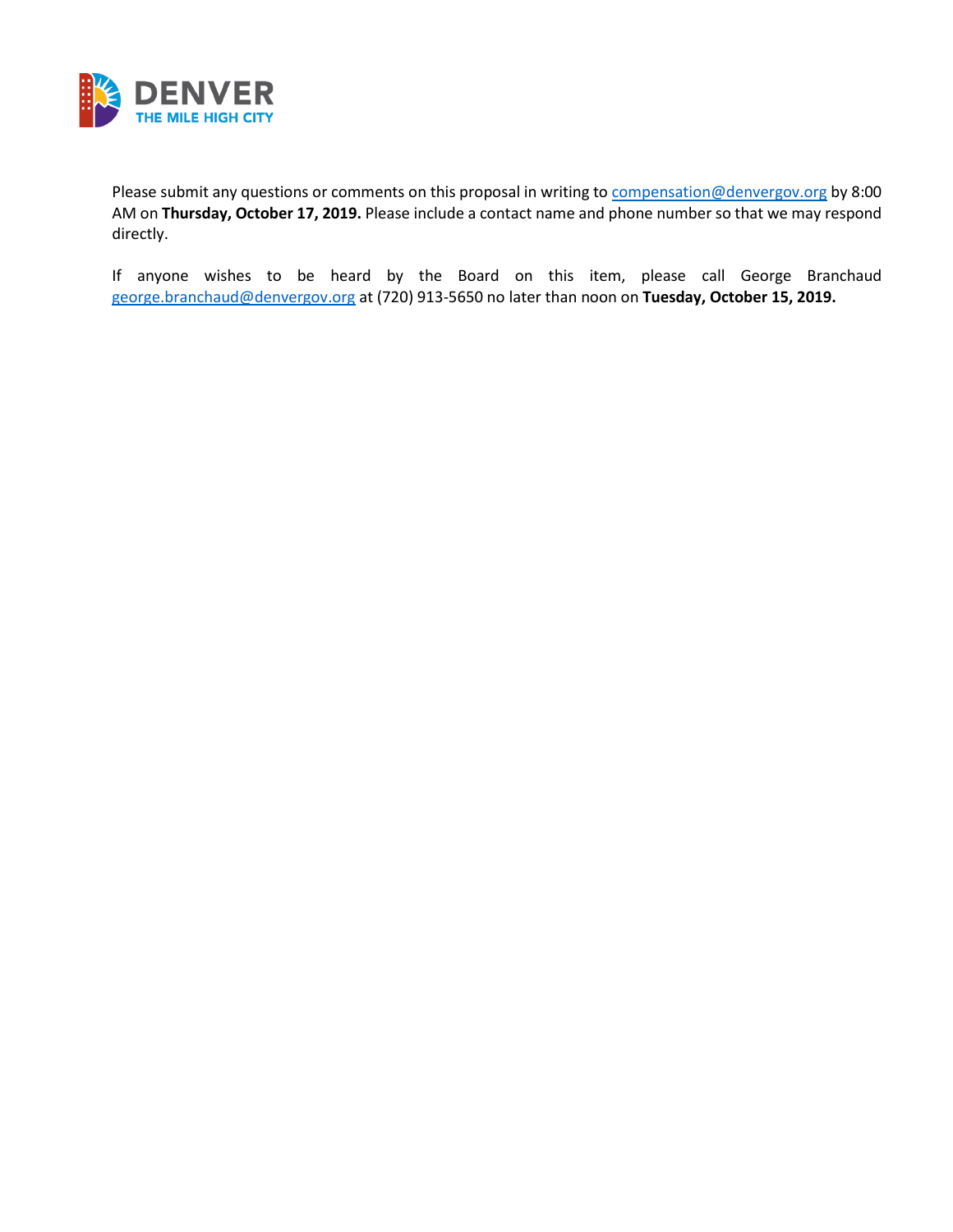Please submit any questions or comments on this proposal in writing to compensation@denvergov.org by 8:00 AM on **Thursday, October 17, 2019.** Please include a contact name and phone number so that we may respond directly.

If anyone wishes to be heard by the Board on this item, please call George Branchaud george.branchaud@denvergov.org at (720) 913-5650 no later than noon on **Tuesday, October 15, 2019.**